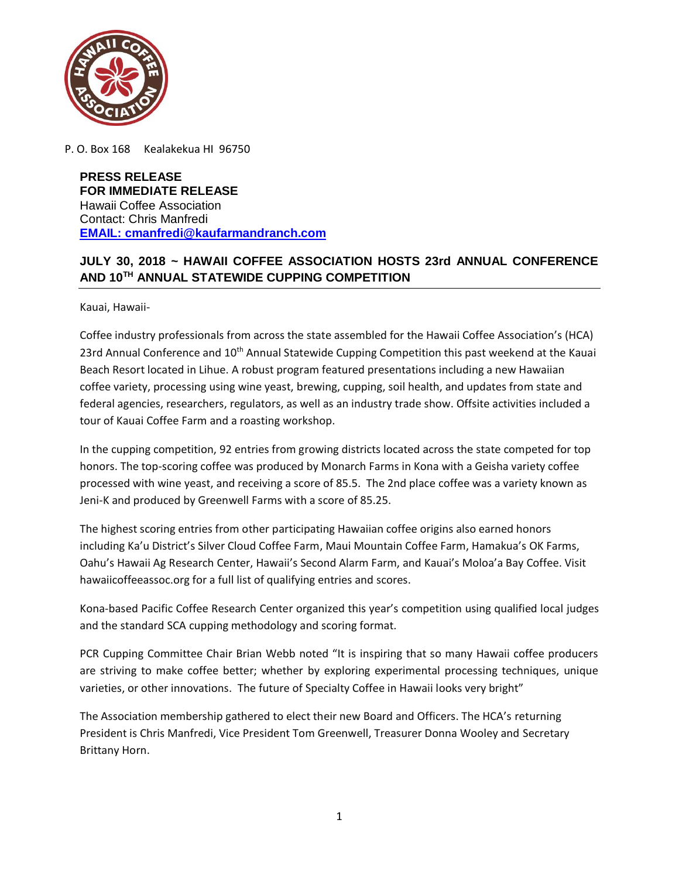P. O. Box 168 Kealakekua HI 96750

**PRESS RELEASE**
**FOR IMMEDIATE RELEASE**
Hawaii Coffee Association
Contact: Chris Manfredi
**EMAIL: cmanfredi@kaufarmandranch.com**

## JULY 30, 2018 ~ HAWAII COFFEE ASSOCIATION HOSTS 23rd ANNUAL CONFERENCE AND 10TH ANNUAL STATEWIDE CUPPING COMPETITION

Kauai, Hawaii-

Coffee industry professionals from across the state assembled for the Hawaii Coffee Association's (HCA) 23rd Annual Conference and 10th Annual Statewide Cupping Competition this past weekend at the Kauai Beach Resort located in Lihue. A robust program featured presentations including a new Hawaiian coffee variety, processing using wine yeast, brewing, cupping, soil health, and updates from state and federal agencies, researchers, regulators, as well as an industry trade show. Offsite activities included a tour of Kauai Coffee Farm and a roasting workshop.

In the cupping competition, 92 entries from growing districts located across the state competed for top honors. The top-scoring coffee was produced by Monarch Farms in Kona with a Geisha variety coffee processed with wine yeast, and receiving a score of 85.5. The 2nd place coffee was a variety known as Jeni-K and produced by Greenwell Farms with a score of 85.25.

The highest scoring entries from other participating Hawaiian coffee origins also earned honors including Ka'u District's Silver Cloud Coffee Farm, Maui Mountain Coffee Farm, Hamakua's OK Farms, Oahu's Hawaii Ag Research Center, Hawaii's Second Alarm Farm, and Kauai's Moloa'a Bay Coffee. Visit hawaiicoffeeassoc.org for a full list of qualifying entries and scores.

Kona-based Pacific Coffee Research Center organized this year's competition using qualified local judges and the standard SCA cupping methodology and scoring format.

PCR Cupping Committee Chair Brian Webb noted "It is inspiring that so many Hawaii coffee producers are striving to make coffee better; whether by exploring experimental processing techniques, unique varieties, or other innovations. The future of Specialty Coffee in Hawaii looks very bright"

The Association membership gathered to elect their new Board and Officers. The HCA's returning President is Chris Manfredi, Vice President Tom Greenwell, Treasurer Donna Wooley and Secretary Brittany Horn.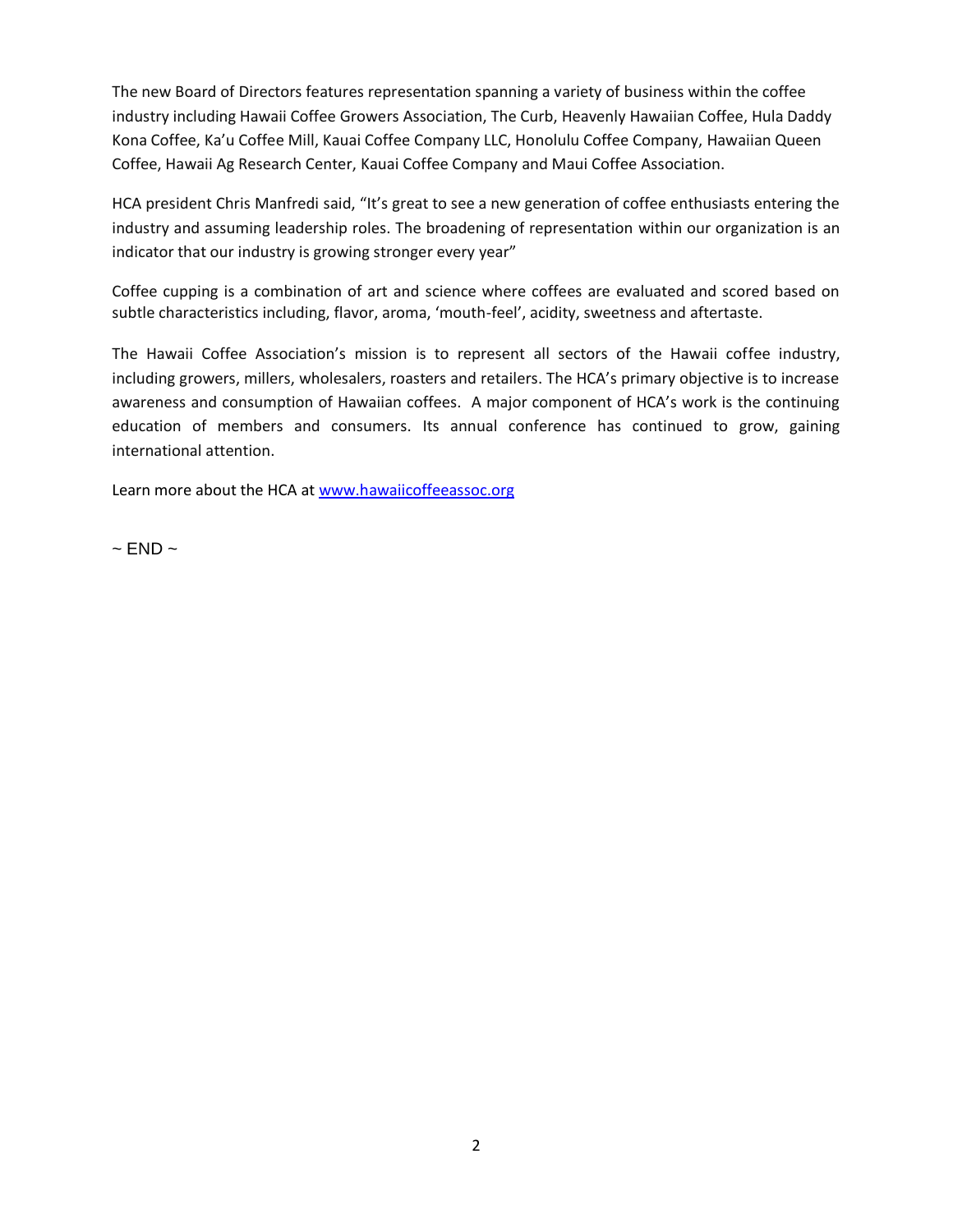The new Board of Directors features representation spanning a variety of business within the coffee industry including Hawaii Coffee Growers Association, The Curb, Heavenly Hawaiian Coffee, Hula Daddy Kona Coffee, Ka'u Coffee Mill, Kauai Coffee Company LLC, Honolulu Coffee Company, Hawaiian Queen Coffee, Hawaii Ag Research Center, Kauai Coffee Company and Maui Coffee Association.

HCA president Chris Manfredi said, "It's great to see a new generation of coffee enthusiasts entering the industry and assuming leadership roles. The broadening of representation within our organization is an indicator that our industry is growing stronger every year"

Coffee cupping is a combination of art and science where coffees are evaluated and scored based on subtle characteristics including, flavor, aroma, 'mouth-feel', acidity, sweetness and aftertaste.

The Hawaii Coffee Association's mission is to represent all sectors of the Hawaii coffee industry, including growers, millers, wholesalers, roasters and retailers. The HCA's primary objective is to increase awareness and consumption of Hawaiian coffees. A major component of HCA's work is the continuing education of members and consumers. Its annual conference has continued to grow, gaining international attention.

Learn more about the HCA at [www.hawaiicoffeeassoc.org](http://www.hawaiicoffeeassoc.org)

~ END ~